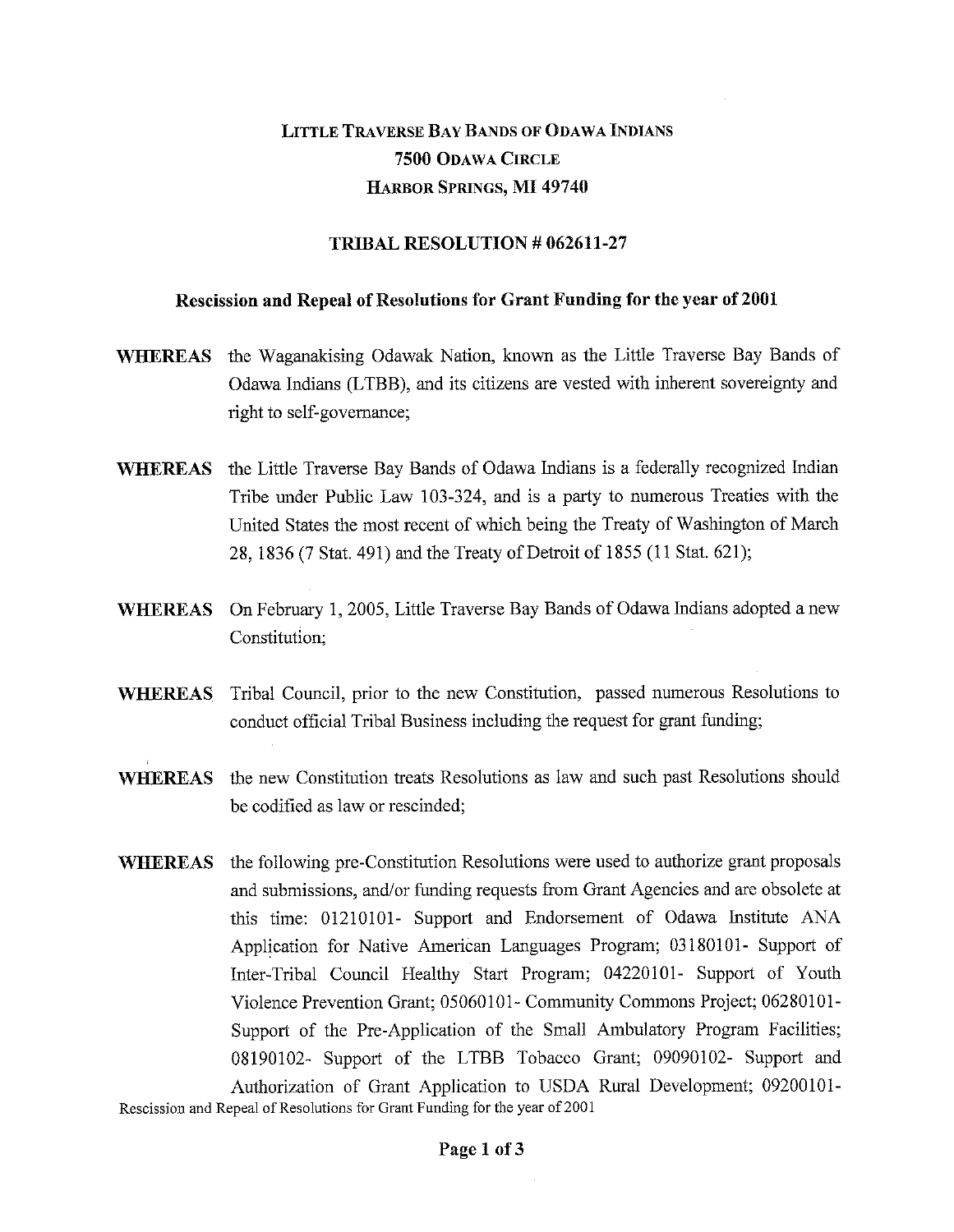# Little Traverse Bay Bands of Odawa Indians
## 7500 Odawa Circle
## Harbor Springs, MI 49740

### TRIBAL RESOLUTION # 062611-27

### Rescission and Repeal of Resolutions for Grant Funding for the year of 2001

**WHEREAS** the Waganakising Odawak Nation, known as the Little Traverse Bay Bands of Odawa Indians (LTBB), and its citizens are vested with inherent sovereignty and right to self-governance;

**WHEREAS** the Little Traverse Bay Bands of Odawa Indians is a federally recognized Indian Tribe under Public Law 103-324, and is a party to numerous Treaties with the United States the most recent of which being the Treaty of Washington of March 28, 1836 (7 Stat. 491) and the Treaty of Detroit of 1855 (11 Stat. 621);

**WHEREAS** On February 1, 2005, Little Traverse Bay Bands of Odawa Indians adopted a new Constitution;

**WHEREAS** Tribal Council, prior to the new Constitution, passed numerous Resolutions to conduct official Tribal Business including the request for grant funding;

**WHEREAS** the new Constitution treats Resolutions as law and such past Resolutions should be codified as law or rescinded;

**WHEREAS** the following pre-Constitution Resolutions were used to authorize grant proposals and submissions, and/or funding requests from Grant Agencies and are obsolete at this time: 01210101- Support and Endorsement of Odawa Institute ANA Application for Native American Languages Program; 03180101- Support of Inter-Tribal Council Healthy Start Program; 04220101- Support of Youth Violence Prevention Grant; 05060101- Community Commons Project; 06280101- Support of the Pre-Application of the Small Ambulatory Program Facilities; 08190102- Support of the LTBB Tobacco Grant; 09090102- Support and Authorization of Grant Application to USDA Rural Development; 09200101-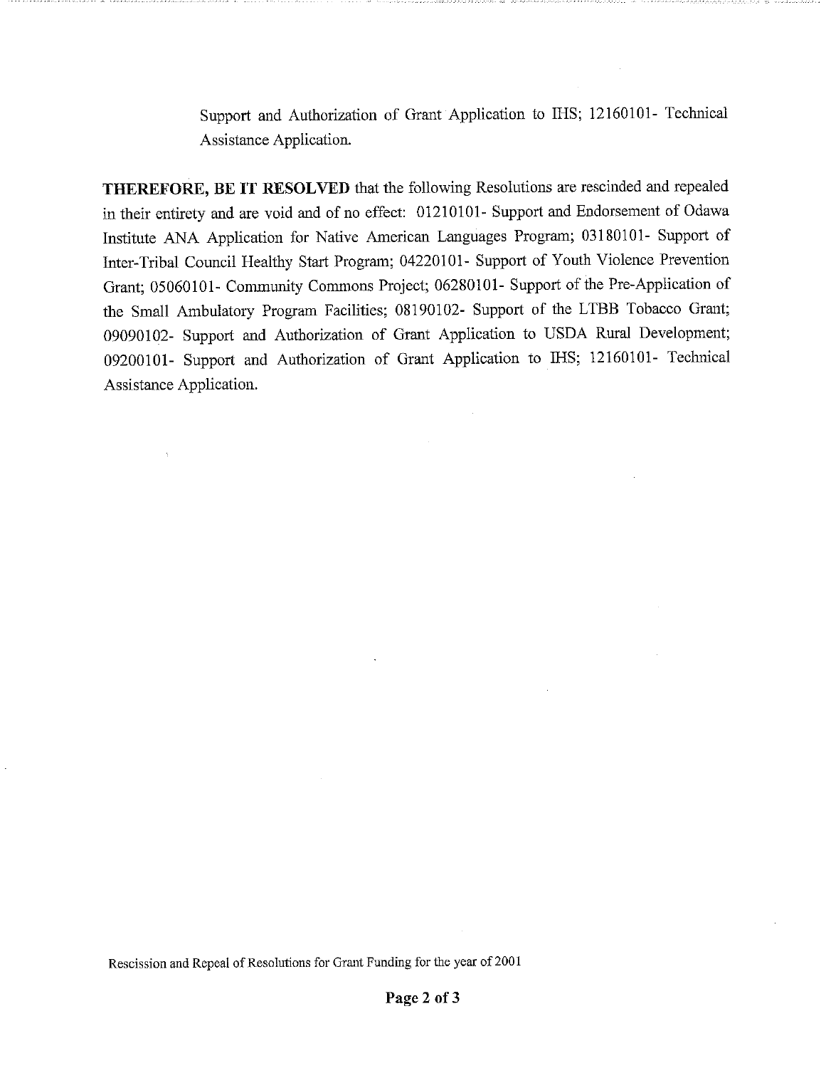Support and Authorization of Grant Application to IHS; 12160101- Technical Assistance Application.

**THEREFORE, BE IT RESOLVED** that the following Resolutions are rescinded and repealed in their entirety and are void and of no effect: 01210101- Support and Endorsement of Odawa Institute ANA Application for Native American Languages Program; 03180101- Support of Inter-Tribal Council Healthy Start Program; 04220101- Support of Youth Violence Prevention Grant; 05060101- Community Commons Project; 06280101- Support of the Pre-Application of the Small Ambulatory Program Facilities; 08190102- Support of the LTBB Tobacco Grant; 09090102- Support and Authorization of Grant Application to USDA Rural Development; 09200101- Support and Authorization of Grant Application to IHS; 12160101- Technical Assistance Application.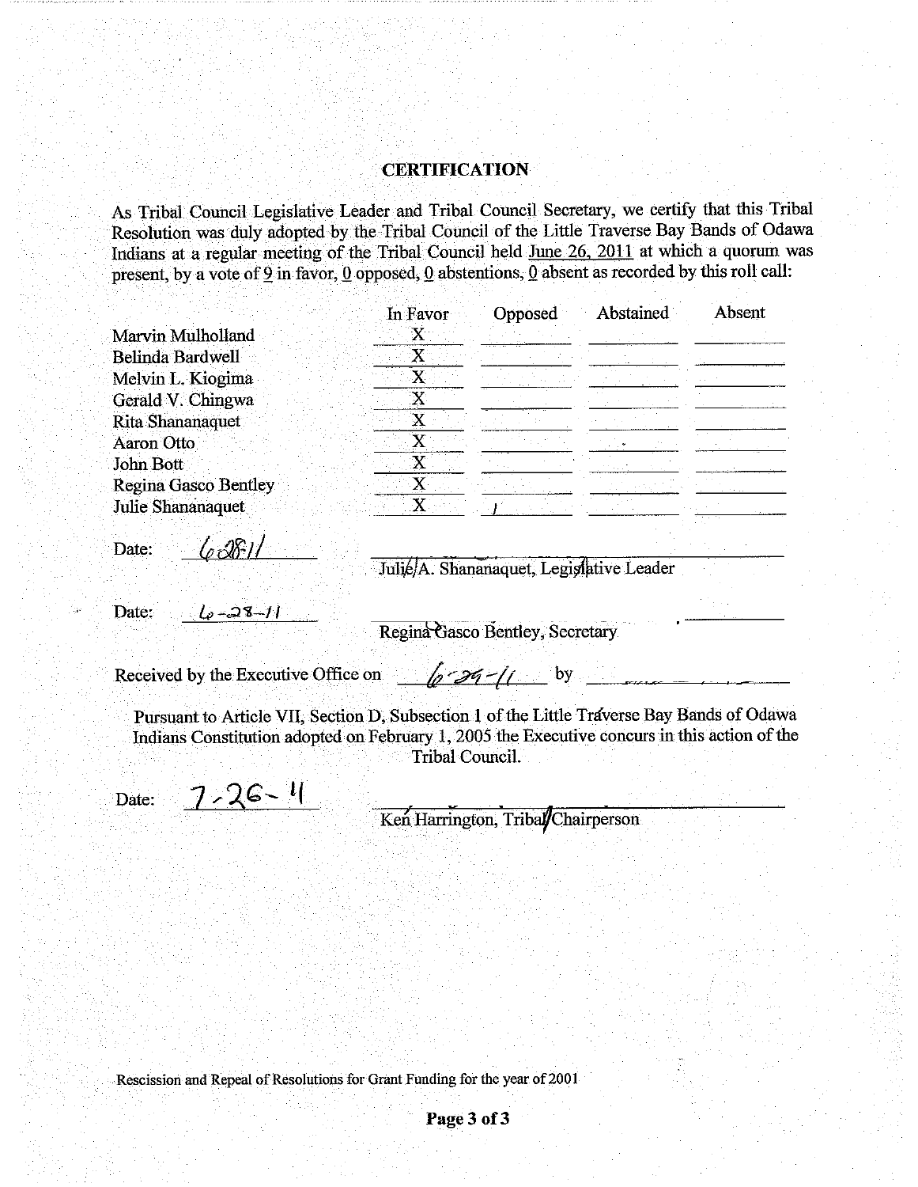## CERTIFICATION

As Tribal Council Legislative Leader and Tribal Council Secretary, we certify that this Tribal Resolution was duly adopted by the Tribal Council of the Little Traverse Bay Bands of Odawa Indians at a regular meeting of the Tribal Council held June 26, 2011 at which a quorum was present, by a vote of 9 in favor, 0 opposed, 0 abstentions, 0 absent as recorded by this roll call:

| | In Favor | Opposed | Abstained | Absent |
|---|---|---|---|---|
| Marvin Mulholland | X | | | |
| Belinda Bardwell | X | | | |
| Melvin L. Kiogima | X | | | |
| Gerald V. Chingwa | X | | | |
| Rita Shananaquet | X | | | |
| Aaron Otto | X | | | |
| John Bott | X | | | |
| Regina Gasco Bentley | X | | | |
| Julie Shananaquet | X | | | |

Date: 6-28-11

Julie A. Shananaquet, Legislative Leader

Date: 6-28-11

Regina Gasco Bentley, Secretary

Received by the Executive Office on 6-29-11 by

Pursuant to Article VII, Section D, Subsection 1 of the Little Traverse Bay Bands of Odawa Indians Constitution adopted on February 1, 2005 the Executive concurs in this action of the Tribal Council.

Date: 7-26-11

Ken Harrington, Tribal Chairperson

Rescission and Repeal of Resolutions for Grant Funding for the year of 2001